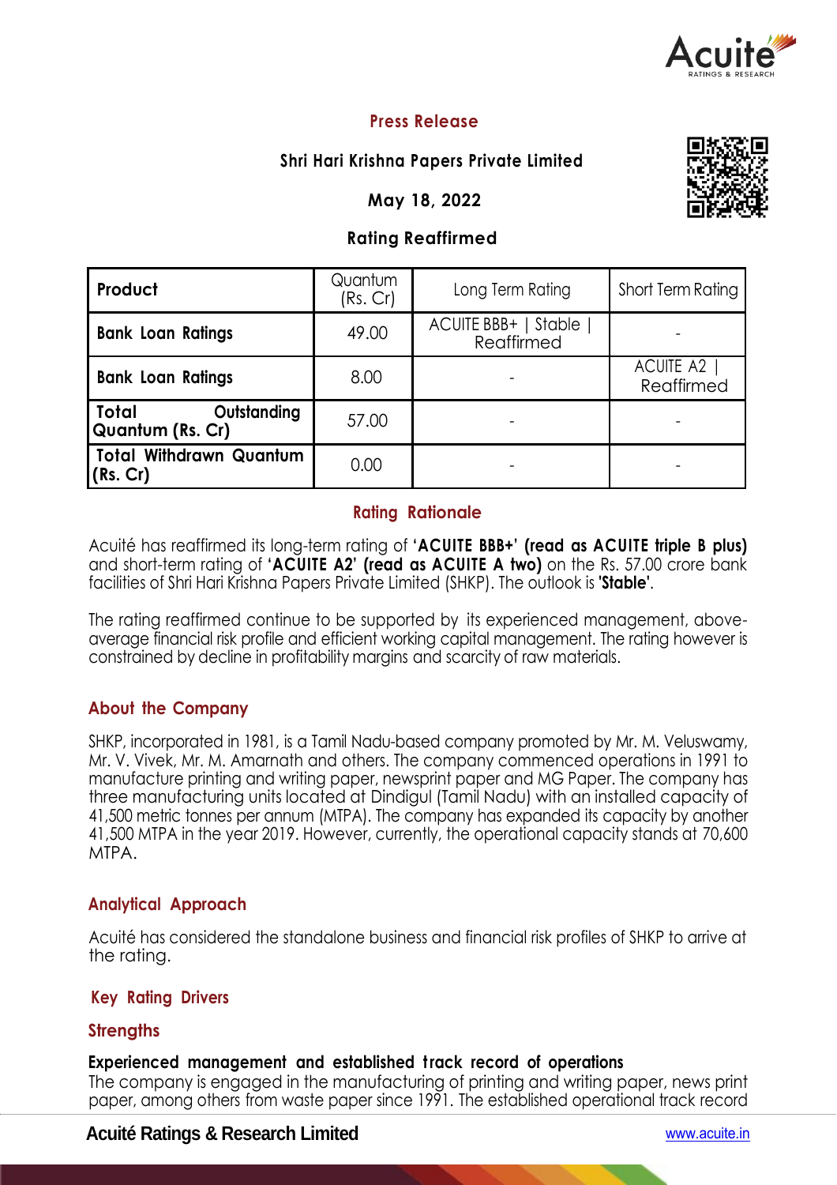## Press Release

### Shri Hari Krishna Papers Private Limited

**May 18, 2022**

**Rating Reaffirmed**

| Product | Quantum (Rs. Cr) | Long Term Rating | Short Term Rating |
|---|---|---|---|
| **Bank Loan Ratings** | 49.00 | ACUITE BBB+ \| Stable \| Reaffirmed | - |
| **Bank Loan Ratings** | 8.00 | - | ACUITE A2 \| Reaffirmed |
| **Total Outstanding Quantum (Rs. Cr)** | 57.00 | - | - |
| **Total Withdrawn Quantum (Rs. Cr)** | 0.00 | - | - |

## Rating Rationale

Acuité has reaffirmed its long-term rating of **'ACUITE BBB+' (read as ACUITE triple B plus)** and short-term rating of **'ACUITE A2' (read as ACUITE A two)** on the Rs. 57.00 crore bank facilities of Shri Hari Krishna Papers Private Limited (SHKP). The outlook is **'Stable'**.

The rating reaffirmed continue to be supported by its experienced management, above-average financial risk profile and efficient working capital management. The rating however is constrained by decline in profitability margins and scarcity of raw materials.

## About the Company

SHKP, incorporated in 1981, is a Tamil Nadu-based company promoted by Mr. M. Veluswamy, Mr. V. Vivek, Mr. M. Amarnath and others. The company commenced operations in 1991 to manufacture printing and writing paper, newsprint paper and MG Paper. The company has three manufacturing units located at Dindigul (Tamil Nadu) with an installed capacity of 41,500 metric tonnes per annum (MTPA). The company has expanded its capacity by another 41,500 MTPA in the year 2019. However, currently, the operational capacity stands at 70,600 MTPA.

## Analytical Approach

Acuité has considered the standalone business and financial risk profiles of SHKP to arrive at the rating.

## Key Rating Drivers

### Strengths

**Experienced management and established track record of operations**

The company is engaged in the manufacturing of printing and writing paper, news print paper, among others from waste paper since 1991. The established operational track record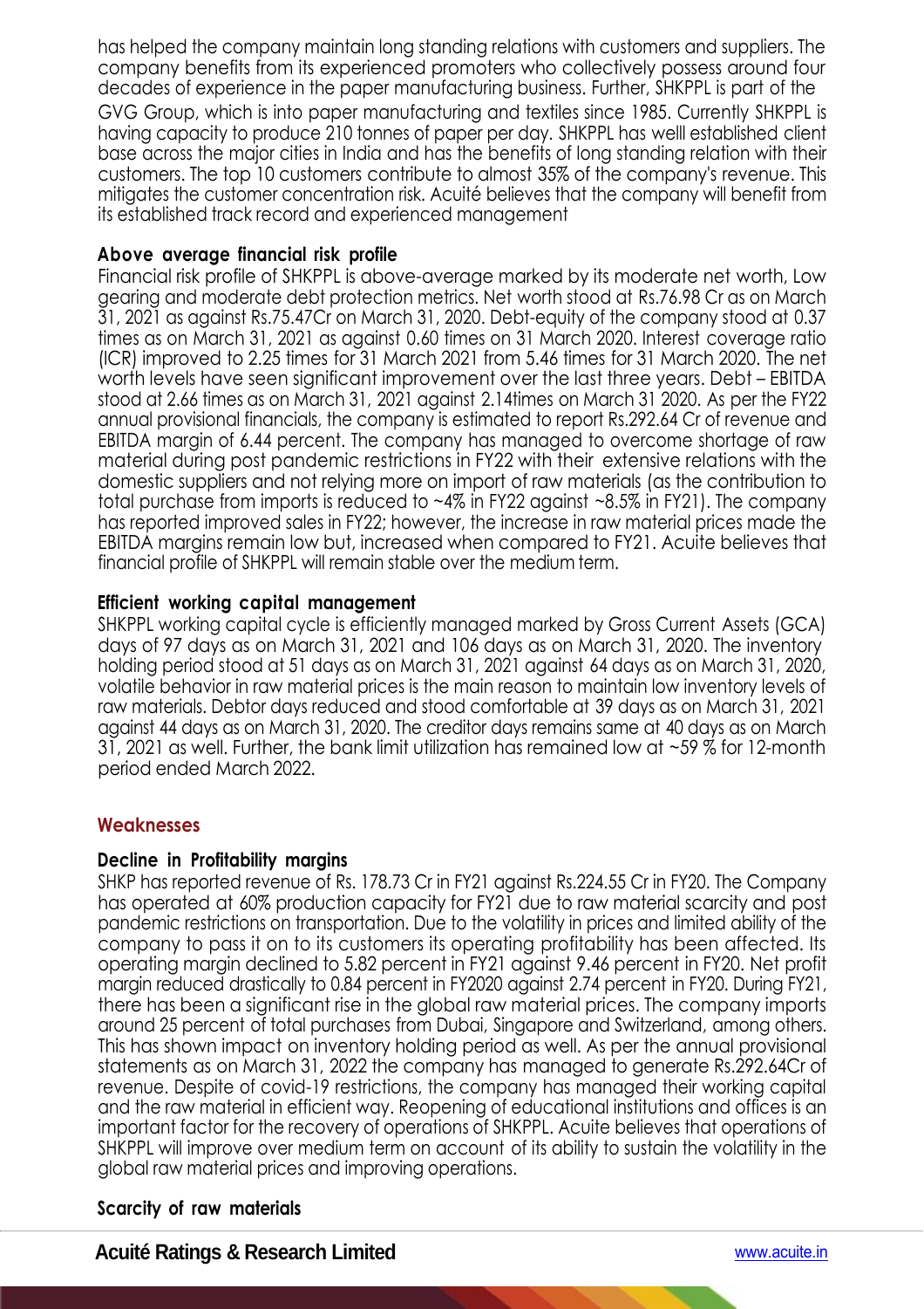has helped the company maintain long standing relations with customers and suppliers. The company benefits from its experienced promoters who collectively possess around four decades of experience in the paper manufacturing business. Further, SHKPPL is part of the GVG Group, which is into paper manufacturing and textiles since 1985. Currently SHKPPL is having capacity to produce 210 tonnes of paper per day. SHKPPL has welll established client base across the major cities in India and has the benefits of long standing relation with their customers. The top 10 customers contribute to almost 35% of the company's revenue. This mitigates the customer concentration risk. Acuité believes that the company will benefit from its established track record and experienced management

**Above average financial risk profile**

Financial risk profile of SHKPPL is above-average marked by its moderate net worth, Low gearing and moderate debt protection metrics. Net worth stood at Rs.76.98 Cr as on March 31, 2021 as against Rs.75.47Cr on March 31, 2020. Debt-equity of the company stood at 0.37 times as on March 31, 2021 as against 0.60 times on 31 March 2020. Interest coverage ratio (ICR) improved to 2.25 times for 31 March 2021 from 5.46 times for 31 March 2020. The net worth levels have seen significant improvement over the last three years. Debt – EBITDA stood at 2.66 times as on March 31, 2021 against 2.14times on March 31 2020. As per the FY22 annual provisional financials, the company is estimated to report Rs.292.64 Cr of revenue and EBITDA margin of 6.44 percent. The company has managed to overcome shortage of raw material during post pandemic restrictions in FY22 with their extensive relations with the domestic suppliers and not relying more on import of raw materials (as the contribution to total purchase from imports is reduced to ~4% in FY22 against ~8.5% in FY21). The company has reported improved sales in FY22; however, the increase in raw material prices made the EBITDA margins remain low but, increased when compared to FY21. Acuite believes that financial profile of SHKPPL will remain stable over the medium term.

**Efficient working capital management**

SHKPPL working capital cycle is efficiently managed marked by Gross Current Assets (GCA) days of 97 days as on March 31, 2021 and 106 days as on March 31, 2020. The inventory holding period stood at 51 days as on March 31, 2021 against 64 days as on March 31, 2020, volatile behavior in raw material prices is the main reason to maintain low inventory levels of raw materials. Debtor days reduced and stood comfortable at 39 days as on March 31, 2021 against 44 days as on March 31, 2020. The creditor days remains same at 40 days as on March 31, 2021 as well. Further, the bank limit utilization has remained low at ~59 % for 12-month period ended March 2022.

## Weaknesses

**Decline in Profitability margins**

SHKP has reported revenue of Rs. 178.73 Cr in FY21 against Rs.224.55 Cr in FY20. The Company has operated at 60% production capacity for FY21 due to raw material scarcity and post pandemic restrictions on transportation. Due to the volatility in prices and limited ability of the company to pass it on to its customers its operating profitability has been affected. Its operating margin declined to 5.82 percent in FY21 against 9.46 percent in FY20. Net profit margin reduced drastically to 0.84 percent in FY2020 against 2.74 percent in FY20. During FY21, there has been a significant rise in the global raw material prices. The company imports around 25 percent of total purchases from Dubai, Singapore and Switzerland, among others. This has shown impact on inventory holding period as well. As per the annual provisional statements as on March 31, 2022 the company has managed to generate Rs.292.64Cr of revenue. Despite of covid-19 restrictions, the company has managed their working capital and the raw material in efficient way. Reopening of educational institutions and offices is an important factor for the recovery of operations of SHKPPL. Acuite believes that operations of SHKPPL will improve over medium term on account of its ability to sustain the volatility in the global raw material prices and improving operations.

**Scarcity of raw materials**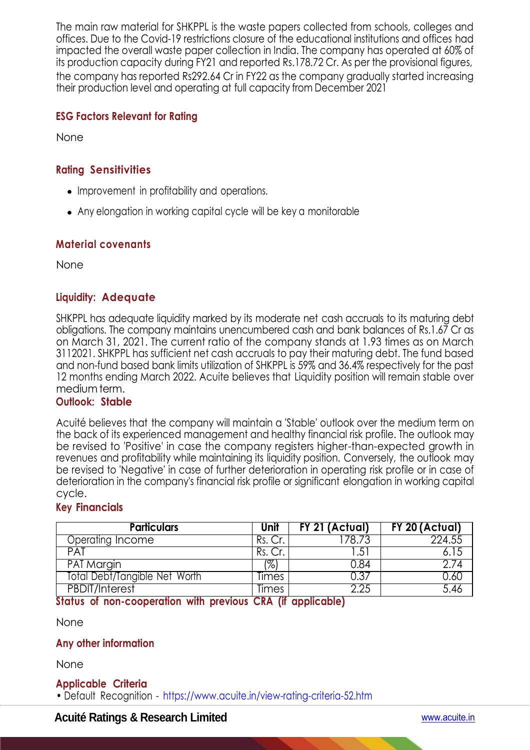The main raw material for SHKPPL is the waste papers collected from schools, colleges and offices. Due to the Covid-19 restrictions closure of the educational institutions and offices had impacted the overall waste paper collection in India. The company has operated at 60% of its production capacity during FY21 and reported Rs.178.72 Cr. As per the provisional figures, the company has reported Rs292.64 Cr in FY22 as the company gradually started increasing their production level and operating at full capacity from December 2021

## ESG Factors Relevant for Rating

None

## Rating Sensitivities

- Improvement in profitability and operations.
- Any elongation in working capital cycle will be key a monitorable

## Material covenants

None

## Liquidity: Adequate

SHKPPL has adequate liquidity marked by its moderate net cash accruals to its maturing debt obligations. The company maintains unencumbered cash and bank balances of Rs.1.67 Cr as on March 31, 2021. The current ratio of the company stands at 1.93 times as on March 3112021. SHKPPL has sufficient net cash accruals to pay their maturing debt. The fund based and non-fund based bank limits utilization of SHKPPL is 59% and 36.4% respectively for the past 12 months ending March 2022. Acuite believes that Liquidity position will remain stable over medium term.

## Outlook: Stable

Acuité believes that the company will maintain a 'Stable' outlook over the medium term on the back of its experienced management and healthy financial risk profile. The outlook may be revised to 'Positive' in case the company registers higher-than-expected growth in revenues and profitability while maintaining its liquidity position. Conversely, the outlook may be revised to 'Negative' in case of further deterioration in operating risk profile or in case of deterioration in the company's financial risk profile or significant elongation in working capital cycle.

## Key Financials

| Particulars | Unit | FY 21 (Actual) | FY 20 (Actual) |
|---|---|---|---|
| Operating Income | Rs. Cr. | 178.73 | 224.55 |
| PAT | Rs. Cr. | 1.51 | 6.15 |
| PAT Margin | (%) | 0.84 | 2.74 |
| Total Debt/Tangible Net Worth | Times | 0.37 | 0.60 |
| PBDIT/Interest | Times | 2.25 | 5.46 |

## Status of non-cooperation with previous CRA (if applicable)

None

## Any other information

None

## Applicable Criteria

- Default Recognition - https://www.acuite.in/view-rating-criteria-52.htm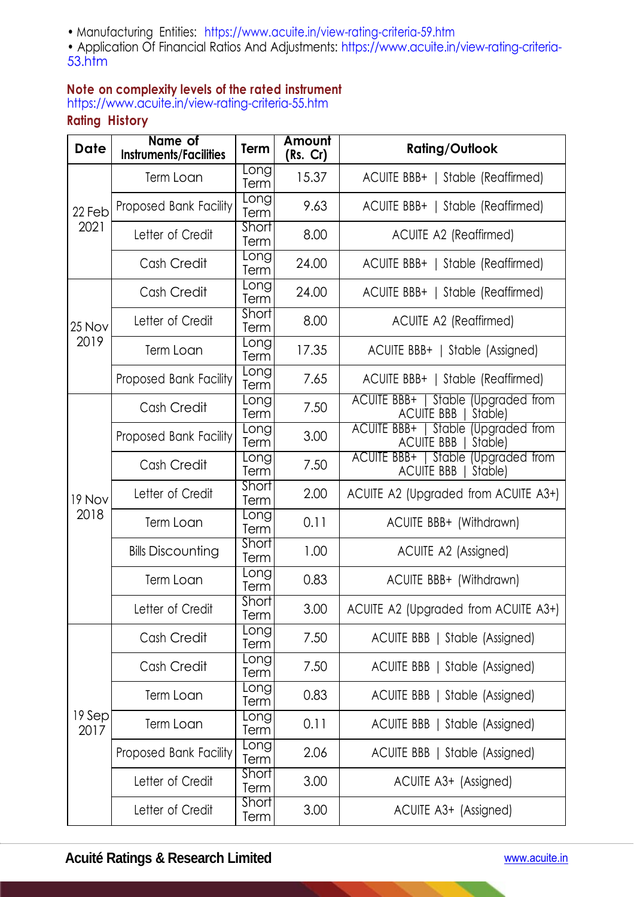- Manufacturing Entities: https://www.acuite.in/view-rating-criteria-59.htm
- Application Of Financial Ratios And Adjustments: https://www.acuite.in/view-rating-criteria-53.htm

**Note on complexity levels of the rated instrument**
https://www.acuite.in/view-rating-criteria-55.htm

**Rating History**

| Date | Name of Instruments/Facilities | Term | Amount (Rs. Cr) | Rating/Outlook |
|---|---|---|---|---|
| 22 Feb 2021 | Term Loan | Long Term | 15.37 | ACUITE BBB+ \| Stable (Reaffirmed) |
| | Proposed Bank Facility | Long Term | 9.63 | ACUITE BBB+ \| Stable (Reaffirmed) |
| | Letter of Credit | Short Term | 8.00 | ACUITE A2 (Reaffirmed) |
| | Cash Credit | Long Term | 24.00 | ACUITE BBB+ \| Stable (Reaffirmed) |
| 25 Nov 2019 | Cash Credit | Long Term | 24.00 | ACUITE BBB+ \| Stable (Reaffirmed) |
| | Letter of Credit | Short Term | 8.00 | ACUITE A2 (Reaffirmed) |
| | Term Loan | Long Term | 17.35 | ACUITE BBB+ \| Stable (Assigned) |
| | Proposed Bank Facility | Long Term | 7.65 | ACUITE BBB+ \| Stable (Reaffirmed) |
| 19 Nov 2018 | Cash Credit | Long Term | 7.50 | ACUITE BBB+ \| Stable (Upgraded from ACUITE BBB \| Stable) |
| | Proposed Bank Facility | Long Term | 3.00 | ACUITE BBB+ \| Stable (Upgraded from ACUITE BBB \| Stable) |
| | Cash Credit | Long Term | 7.50 | ACUITE BBB+ \| Stable (Upgraded from ACUITE BBB \| Stable) |
| | Letter of Credit | Short Term | 2.00 | ACUITE A2 (Upgraded from ACUITE A3+) |
| | Term Loan | Long Term | 0.11 | ACUITE BBB+ (Withdrawn) |
| | Bills Discounting | Short Term | 1.00 | ACUITE A2 (Assigned) |
| | Term Loan | Long Term | 0.83 | ACUITE BBB+ (Withdrawn) |
| | Letter of Credit | Short Term | 3.00 | ACUITE A2 (Upgraded from ACUITE A3+) |
| 19 Sep 2017 | Cash Credit | Long Term | 7.50 | ACUITE BBB \| Stable (Assigned) |
| | Cash Credit | Long Term | 7.50 | ACUITE BBB \| Stable (Assigned) |
| | Term Loan | Long Term | 0.83 | ACUITE BBB \| Stable (Assigned) |
| | Term Loan | Long Term | 0.11 | ACUITE BBB \| Stable (Assigned) |
| | Proposed Bank Facility | Long Term | 2.06 | ACUITE BBB \| Stable (Assigned) |
| | Letter of Credit | Short Term | 3.00 | ACUITE A3+ (Assigned) |
| | Letter of Credit | Short Term | 3.00 | ACUITE A3+ (Assigned) |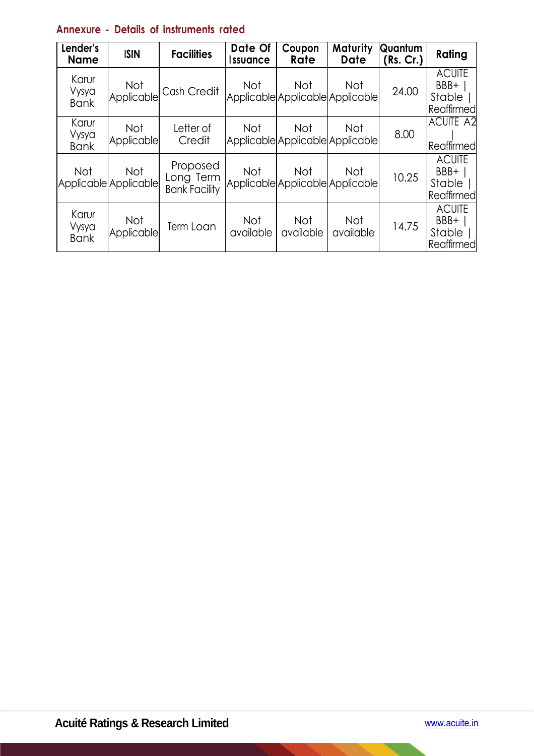## Annexure - Details of instruments rated

| Lender's Name | ISIN | Facilities | Date Of Issuance | Coupon Rate | Maturity Date | Quantum (Rs. Cr.) | Rating |
|---|---|---|---|---|---|---|---|
| Karur Vysya Bank | Not Applicable | Cash Credit | Not Applicable | Not Applicable | Not Applicable | 24.00 | ACUITE BBB+ \| Stable \| Reaffirmed |
| Karur Vysya Bank | Not Applicable | Letter of Credit | Not Applicable | Not Applicable | Not Applicable | 8.00 | ACUITE A2 \| Reaffirmed |
| Not Applicable | Not Applicable | Proposed Long Term Bank Facility | Not Applicable | Not Applicable | Not Applicable | 10.25 | ACUITE BBB+ \| Stable \| Reaffirmed |
| Karur Vysya Bank | Not Applicable | Term Loan | Not available | Not available | Not available | 14.75 | ACUITE BBB+ \| Stable \| Reaffirmed |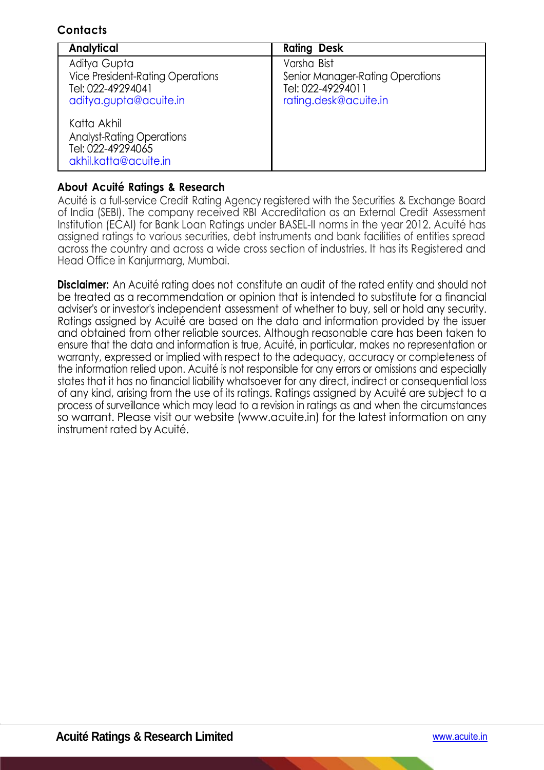### Contacts

| Analytical | Rating Desk |
| --- | --- |
| Aditya Gupta<br>Vice President-Rating Operations<br>Tel: 022-49294041<br>aditya.gupta@acuite.in<br><br>Katta Akhil<br>Analyst-Rating Operations<br>Tel: 022-49294065<br>akhil.katta@acuite.in | Varsha Bist<br>Senior Manager-Rating Operations<br>Tel: 022-49294011<br>rating.desk@acuite.in |

### About Acuité Ratings & Research

Acuité is a full-service Credit Rating Agency registered with the Securities & Exchange Board of India (SEBI). The company received RBI Accreditation as an External Credit Assessment Institution (ECAI) for Bank Loan Ratings under BASEL-II norms in the year 2012. Acuité has assigned ratings to various securities, debt instruments and bank facilities of entities spread across the country and across a wide cross section of industries. It has its Registered and Head Office in Kanjurmarg, Mumbai.

**Disclaimer:** An Acuité rating does not constitute an audit of the rated entity and should not be treated as a recommendation or opinion that is intended to substitute for a financial adviser's or investor's independent assessment of whether to buy, sell or hold any security. Ratings assigned by Acuité are based on the data and information provided by the issuer and obtained from other reliable sources. Although reasonable care has been taken to ensure that the data and information is true, Acuité, in particular, makes no representation or warranty, expressed or implied with respect to the adequacy, accuracy or completeness of the information relied upon. Acuité is not responsible for any errors or omissions and especially states that it has no financial liability whatsoever for any direct, indirect or consequential loss of any kind, arising from the use of its ratings. Ratings assigned by Acuité are subject to a process of surveillance which may lead to a revision in ratings as and when the circumstances so warrant. Please visit our website (www.acuite.in) for the latest information on any instrument rated by Acuité.